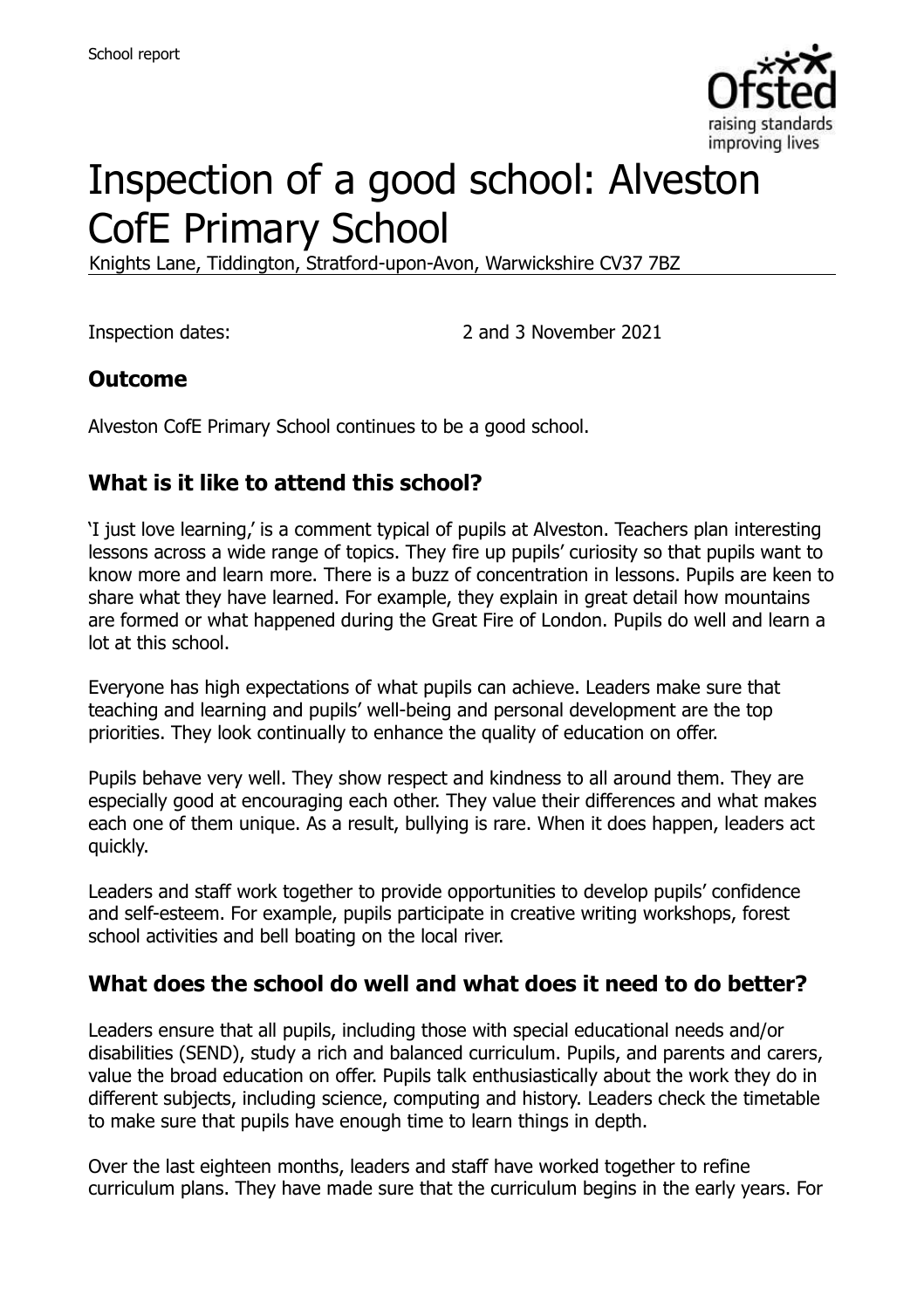# Inspection of a good school: Alveston CofE Primary School

Knights Lane, Tiddington, Stratford-upon-Avon, Warwickshire CV37 7BZ

Inspection dates: 2 and 3 November 2021

## Outcome

Alveston CofE Primary School continues to be a good school.

## What is it like to attend this school?

'I just love learning,' is a comment typical of pupils at Alveston. Teachers plan interesting lessons across a wide range of topics. They fire up pupils' curiosity so that pupils want to know more and learn more. There is a buzz of concentration in lessons. Pupils are keen to share what they have learned. For example, they explain in great detail how mountains are formed or what happened during the Great Fire of London. Pupils do well and learn a lot at this school.

Everyone has high expectations of what pupils can achieve. Leaders make sure that teaching and learning and pupils' well-being and personal development are the top priorities. They look continually to enhance the quality of education on offer.

Pupils behave very well. They show respect and kindness to all around them. They are especially good at encouraging each other. They value their differences and what makes each one of them unique. As a result, bullying is rare. When it does happen, leaders act quickly.

Leaders and staff work together to provide opportunities to develop pupils' confidence and self-esteem. For example, pupils participate in creative writing workshops, forest school activities and bell boating on the local river.

## What does the school do well and what does it need to do better?

Leaders ensure that all pupils, including those with special educational needs and/or disabilities (SEND), study a rich and balanced curriculum. Pupils, and parents and carers, value the broad education on offer. Pupils talk enthusiastically about the work they do in different subjects, including science, computing and history. Leaders check the timetable to make sure that pupils have enough time to learn things in depth.

Over the last eighteen months, leaders and staff have worked together to refine curriculum plans. They have made sure that the curriculum begins in the early years. For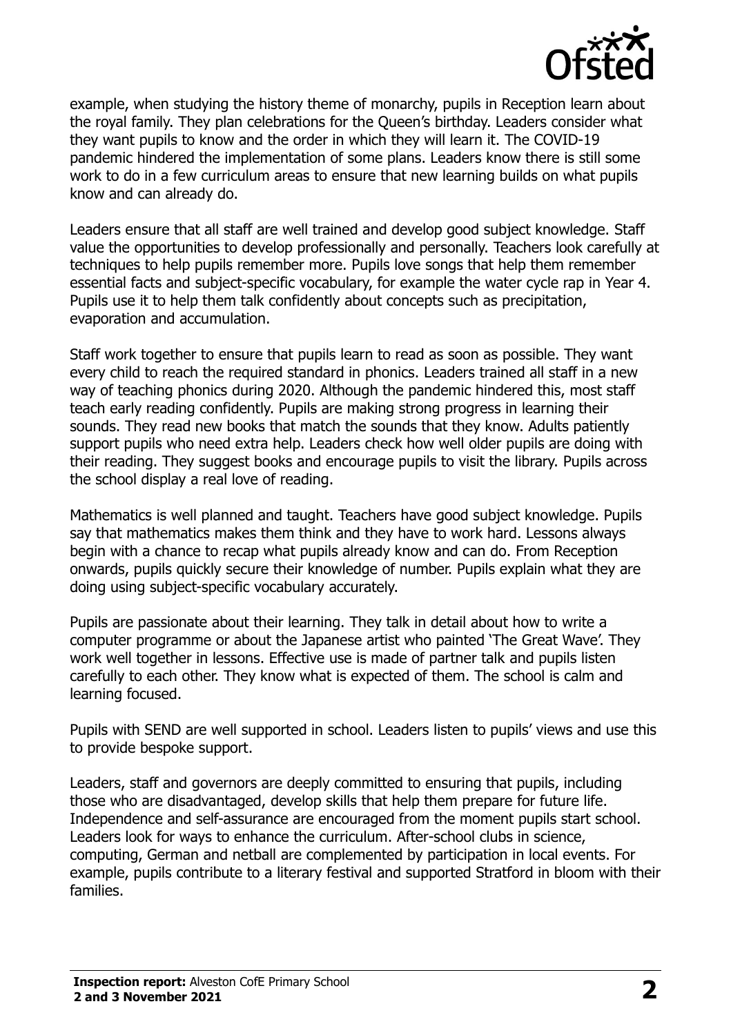example, when studying the history theme of monarchy, pupils in Reception learn about the royal family. They plan celebrations for the Queen's birthday. Leaders consider what they want pupils to know and the order in which they will learn it. The COVID-19 pandemic hindered the implementation of some plans. Leaders know there is still some work to do in a few curriculum areas to ensure that new learning builds on what pupils know and can already do.

Leaders ensure that all staff are well trained and develop good subject knowledge. Staff value the opportunities to develop professionally and personally. Teachers look carefully at techniques to help pupils remember more. Pupils love songs that help them remember essential facts and subject-specific vocabulary, for example the water cycle rap in Year 4. Pupils use it to help them talk confidently about concepts such as precipitation, evaporation and accumulation.

Staff work together to ensure that pupils learn to read as soon as possible. They want every child to reach the required standard in phonics. Leaders trained all staff in a new way of teaching phonics during 2020. Although the pandemic hindered this, most staff teach early reading confidently. Pupils are making strong progress in learning their sounds. They read new books that match the sounds that they know. Adults patiently support pupils who need extra help. Leaders check how well older pupils are doing with their reading. They suggest books and encourage pupils to visit the library. Pupils across the school display a real love of reading.

Mathematics is well planned and taught. Teachers have good subject knowledge. Pupils say that mathematics makes them think and they have to work hard. Lessons always begin with a chance to recap what pupils already know and can do. From Reception onwards, pupils quickly secure their knowledge of number. Pupils explain what they are doing using subject-specific vocabulary accurately.

Pupils are passionate about their learning. They talk in detail about how to write a computer programme or about the Japanese artist who painted 'The Great Wave'. They work well together in lessons. Effective use is made of partner talk and pupils listen carefully to each other. They know what is expected of them. The school is calm and learning focused.

Pupils with SEND are well supported in school. Leaders listen to pupils' views and use this to provide bespoke support.

Leaders, staff and governors are deeply committed to ensuring that pupils, including those who are disadvantaged, develop skills that help them prepare for future life. Independence and self-assurance are encouraged from the moment pupils start school. Leaders look for ways to enhance the curriculum. After-school clubs in science, computing, German and netball are complemented by participation in local events. For example, pupils contribute to a literary festival and supported Stratford in bloom with their families.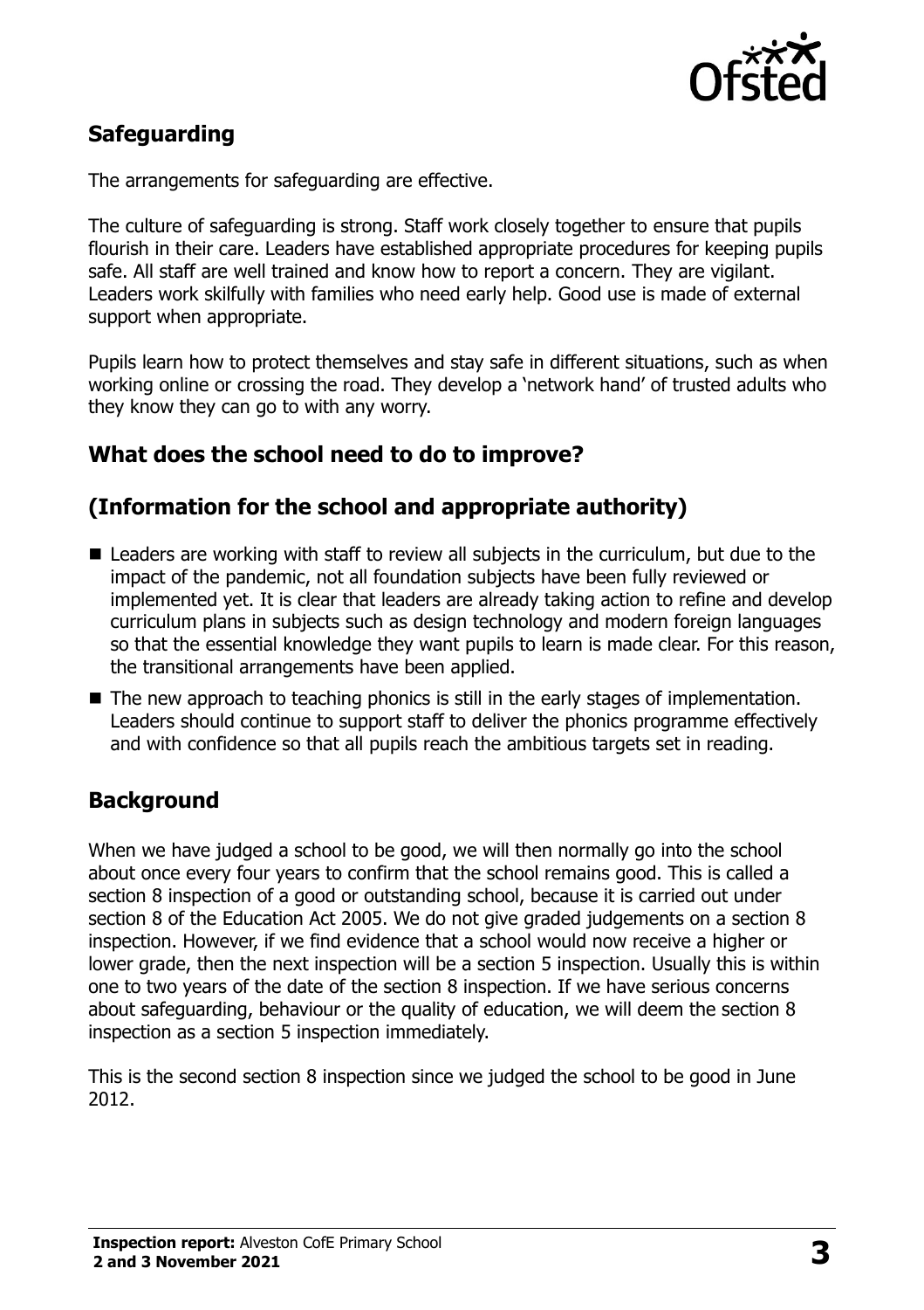## Safeguarding

The arrangements for safeguarding are effective.

The culture of safeguarding is strong. Staff work closely together to ensure that pupils flourish in their care. Leaders have established appropriate procedures for keeping pupils safe. All staff are well trained and know how to report a concern. They are vigilant. Leaders work skilfully with families who need early help. Good use is made of external support when appropriate.

Pupils learn how to protect themselves and stay safe in different situations, such as when working online or crossing the road. They develop a 'network hand' of trusted adults who they know they can go to with any worry.

## What does the school need to do to improve?

## (Information for the school and appropriate authority)

- Leaders are working with staff to review all subjects in the curriculum, but due to the impact of the pandemic, not all foundation subjects have been fully reviewed or implemented yet. It is clear that leaders are already taking action to refine and develop curriculum plans in subjects such as design technology and modern foreign languages so that the essential knowledge they want pupils to learn is made clear. For this reason, the transitional arrangements have been applied.
- The new approach to teaching phonics is still in the early stages of implementation. Leaders should continue to support staff to deliver the phonics programme effectively and with confidence so that all pupils reach the ambitious targets set in reading.

## Background

When we have judged a school to be good, we will then normally go into the school about once every four years to confirm that the school remains good. This is called a section 8 inspection of a good or outstanding school, because it is carried out under section 8 of the Education Act 2005. We do not give graded judgements on a section 8 inspection. However, if we find evidence that a school would now receive a higher or lower grade, then the next inspection will be a section 5 inspection. Usually this is within one to two years of the date of the section 8 inspection. If we have serious concerns about safeguarding, behaviour or the quality of education, we will deem the section 8 inspection as a section 5 inspection immediately.

This is the second section 8 inspection since we judged the school to be good in June 2012.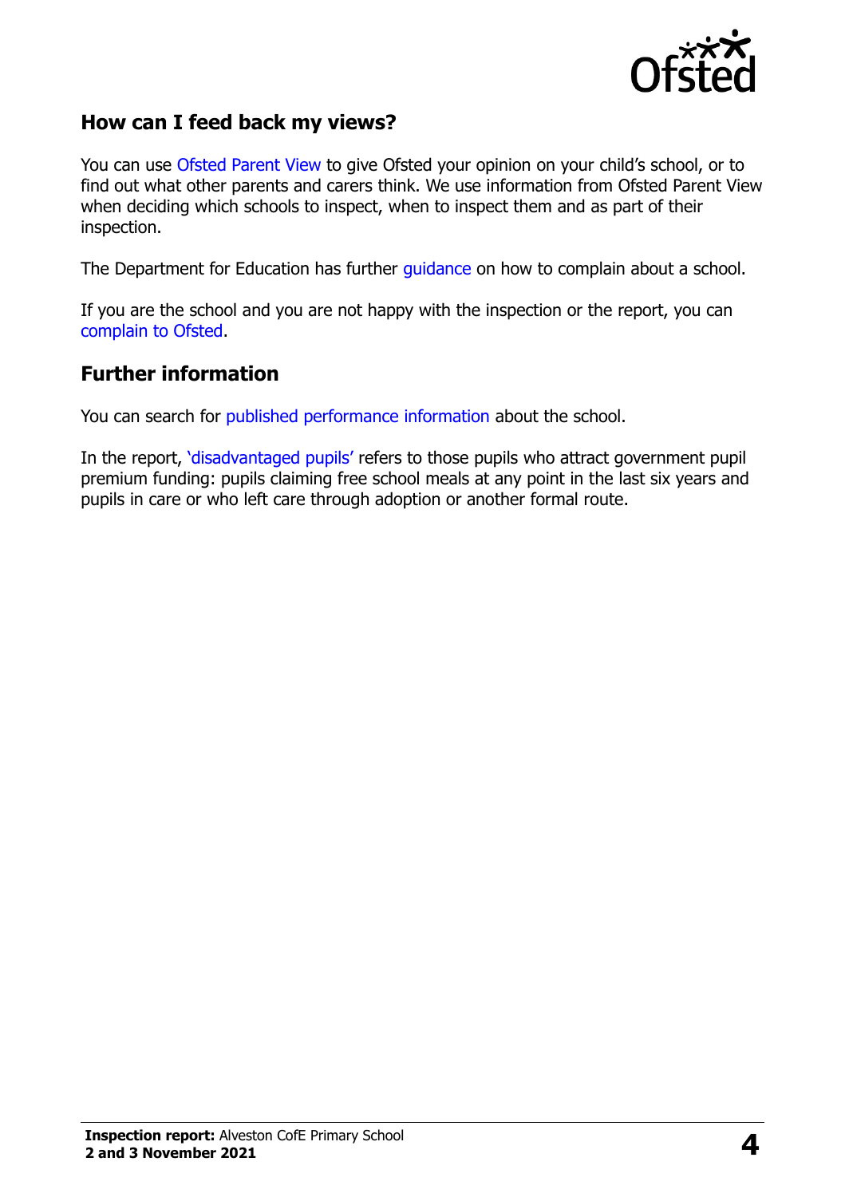## How can I feed back my views?

You can use Ofsted Parent View to give Ofsted your opinion on your child's school, or to find out what other parents and carers think. We use information from Ofsted Parent View when deciding which schools to inspect, when to inspect them and as part of their inspection.

The Department for Education has further guidance on how to complain about a school.

If you are the school and you are not happy with the inspection or the report, you can complain to Ofsted.

## Further information

You can search for published performance information about the school.

In the report, 'disadvantaged pupils' refers to those pupils who attract government pupil premium funding: pupils claiming free school meals at any point in the last six years and pupils in care or who left care through adoption or another formal route.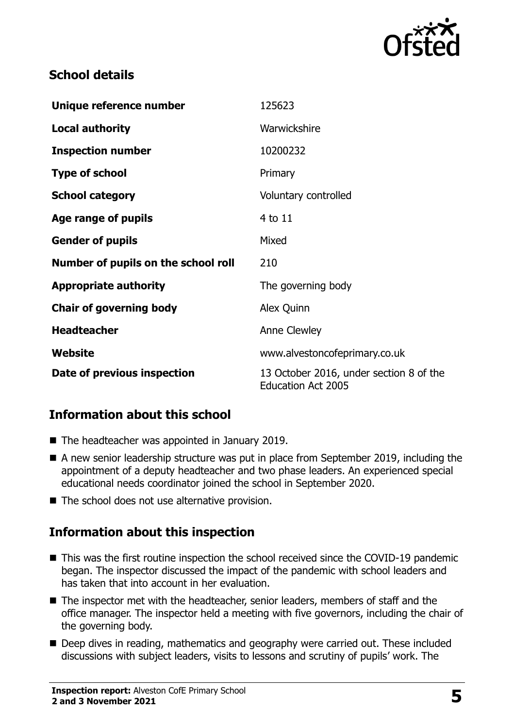## School details

| | |
|---|---|
| **Unique reference number** | 125623 |
| **Local authority** | Warwickshire |
| **Inspection number** | 10200232 |
| **Type of school** | Primary |
| **School category** | Voluntary controlled |
| **Age range of pupils** | 4 to 11 |
| **Gender of pupils** | Mixed |
| **Number of pupils on the school roll** | 210 |
| **Appropriate authority** | The governing body |
| **Chair of governing body** | Alex Quinn |
| **Headteacher** | Anne Clewley |
| **Website** | www.alvestoncofeprimary.co.uk |
| **Date of previous inspection** | 13 October 2016, under section 8 of the Education Act 2005 |

## Information about this school

- The headteacher was appointed in January 2019.
- A new senior leadership structure was put in place from September 2019, including the appointment of a deputy headteacher and two phase leaders. An experienced special educational needs coordinator joined the school in September 2020.
- The school does not use alternative provision.

## Information about this inspection

- This was the first routine inspection the school received since the COVID-19 pandemic began. The inspector discussed the impact of the pandemic with school leaders and has taken that into account in her evaluation.
- The inspector met with the headteacher, senior leaders, members of staff and the office manager. The inspector held a meeting with five governors, including the chair of the governing body.
- Deep dives in reading, mathematics and geography were carried out. These included discussions with subject leaders, visits to lessons and scrutiny of pupils' work. The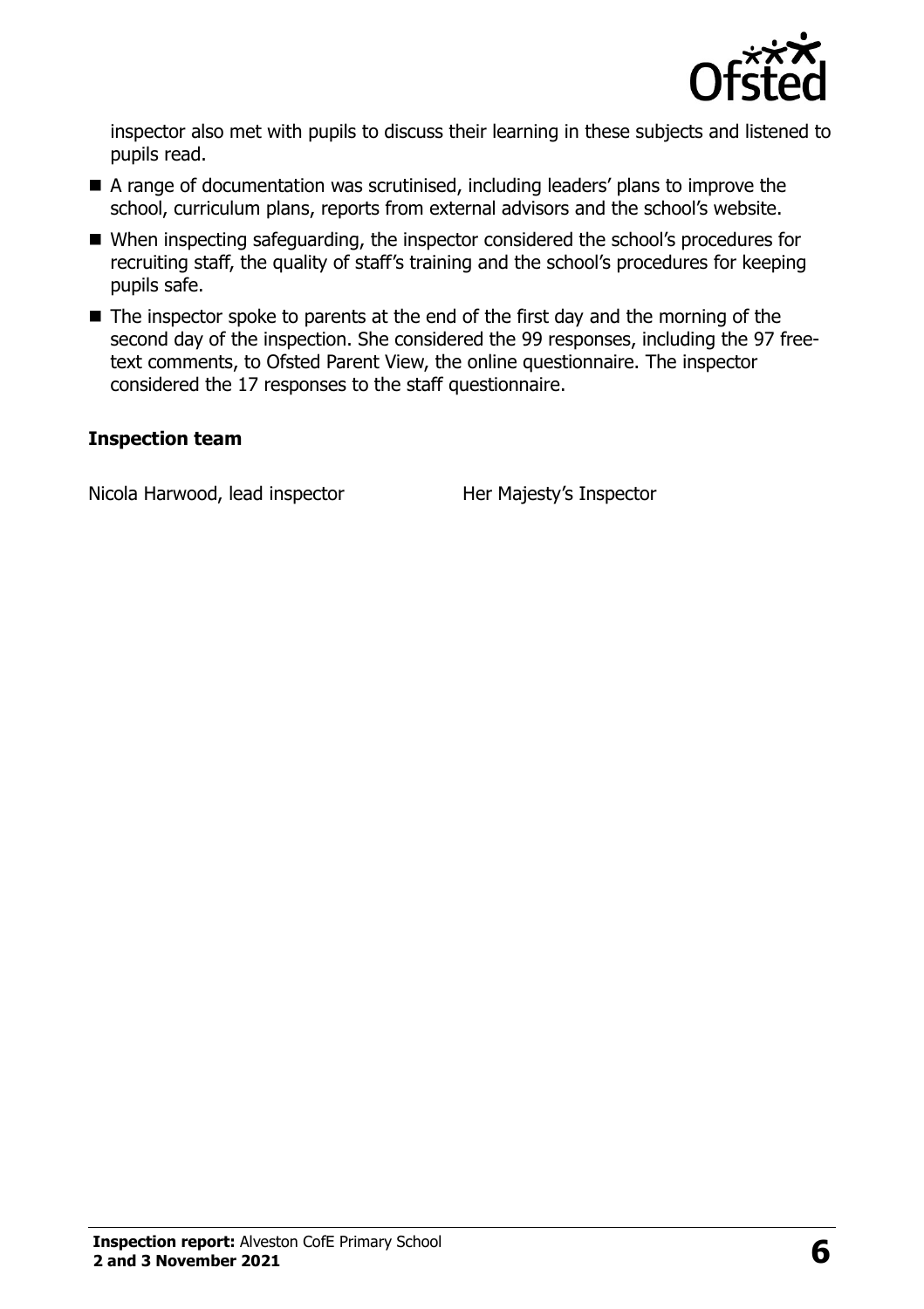inspector also met with pupils to discuss their learning in these subjects and listened to pupils read.

- A range of documentation was scrutinised, including leaders' plans to improve the school, curriculum plans, reports from external advisors and the school's website.
- When inspecting safeguarding, the inspector considered the school's procedures for recruiting staff, the quality of staff's training and the school's procedures for keeping pupils safe.
- The inspector spoke to parents at the end of the first day and the morning of the second day of the inspection. She considered the 99 responses, including the 97 free-text comments, to Ofsted Parent View, the online questionnaire. The inspector considered the 17 responses to the staff questionnaire.

### Inspection team

| | |
|---|---|
| Nicola Harwood, lead inspector | Her Majesty's Inspector |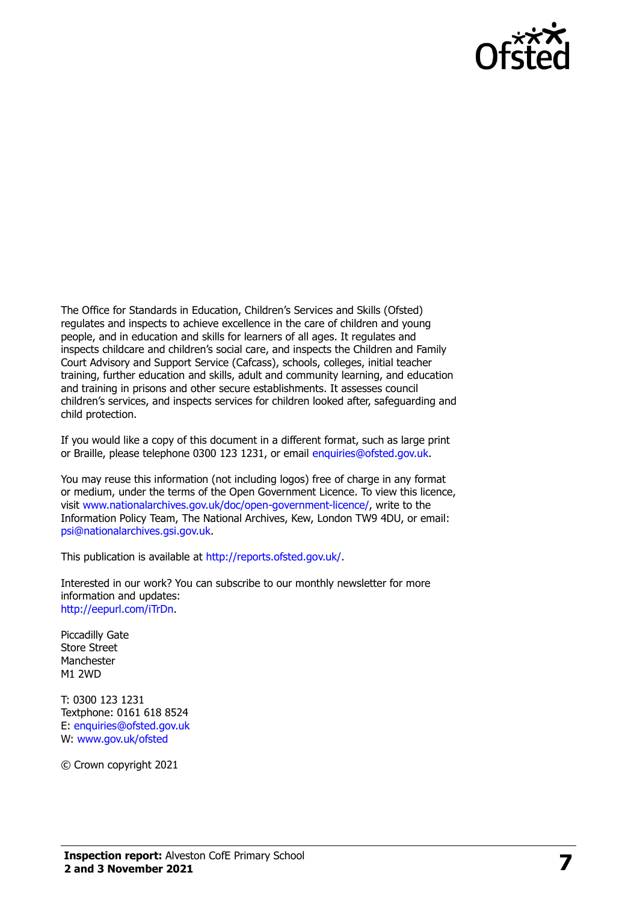The Office for Standards in Education, Children's Services and Skills (Ofsted) regulates and inspects to achieve excellence in the care of children and young people, and in education and skills for learners of all ages. It regulates and inspects childcare and children's social care, and inspects the Children and Family Court Advisory and Support Service (Cafcass), schools, colleges, initial teacher training, further education and skills, adult and community learning, and education and training in prisons and other secure establishments. It assesses council children's services, and inspects services for children looked after, safeguarding and child protection.

If you would like a copy of this document in a different format, such as large print or Braille, please telephone 0300 123 1231, or email enquiries@ofsted.gov.uk.

You may reuse this information (not including logos) free of charge in any format or medium, under the terms of the Open Government Licence. To view this licence, visit www.nationalarchives.gov.uk/doc/open-government-licence/, write to the Information Policy Team, The National Archives, Kew, London TW9 4DU, or email: psi@nationalarchives.gsi.gov.uk.

This publication is available at http://reports.ofsted.gov.uk/.

Interested in our work? You can subscribe to our monthly newsletter for more information and updates:
http://eepurl.com/iTrDn.

Piccadilly Gate
Store Street
Manchester
M1 2WD

T: 0300 123 1231
Textphone: 0161 618 8524
E: enquiries@ofsted.gov.uk
W: www.gov.uk/ofsted

© Crown copyright 2021